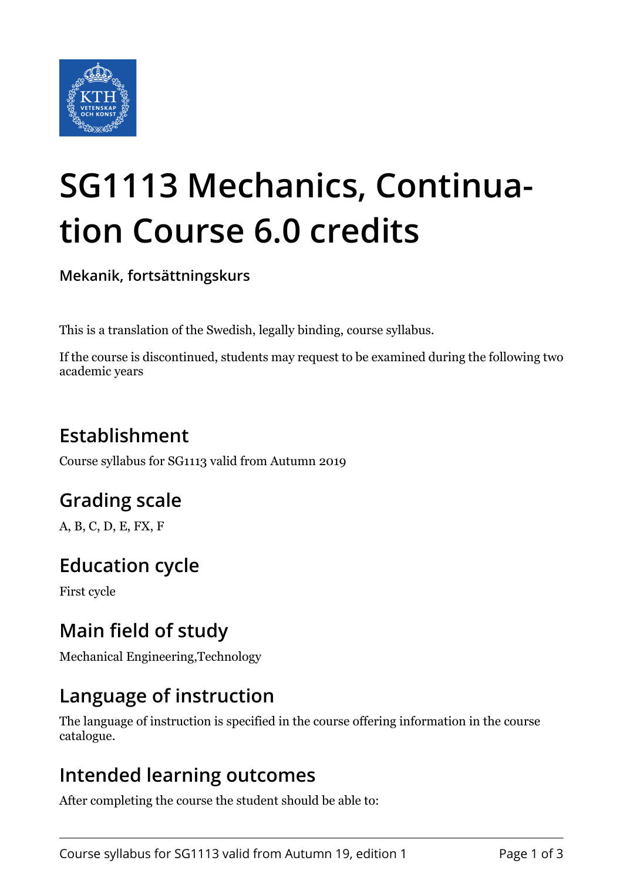# SG1113 Mechanics, Continuation Course 6.0 credits

**Mekanik, fortsättningskurs**

This is a translation of the Swedish, legally binding, course syllabus.

If the course is discontinued, students may request to be examined during the following two academic years

## Establishment

Course syllabus for SG1113 valid from Autumn 2019

## Grading scale

A, B, C, D, E, FX, F

## Education cycle

First cycle

## Main field of study

Mechanical Engineering,Technology

## Language of instruction

The language of instruction is specified in the course offering information in the course catalogue.

## Intended learning outcomes

After completing the course the student should be able to: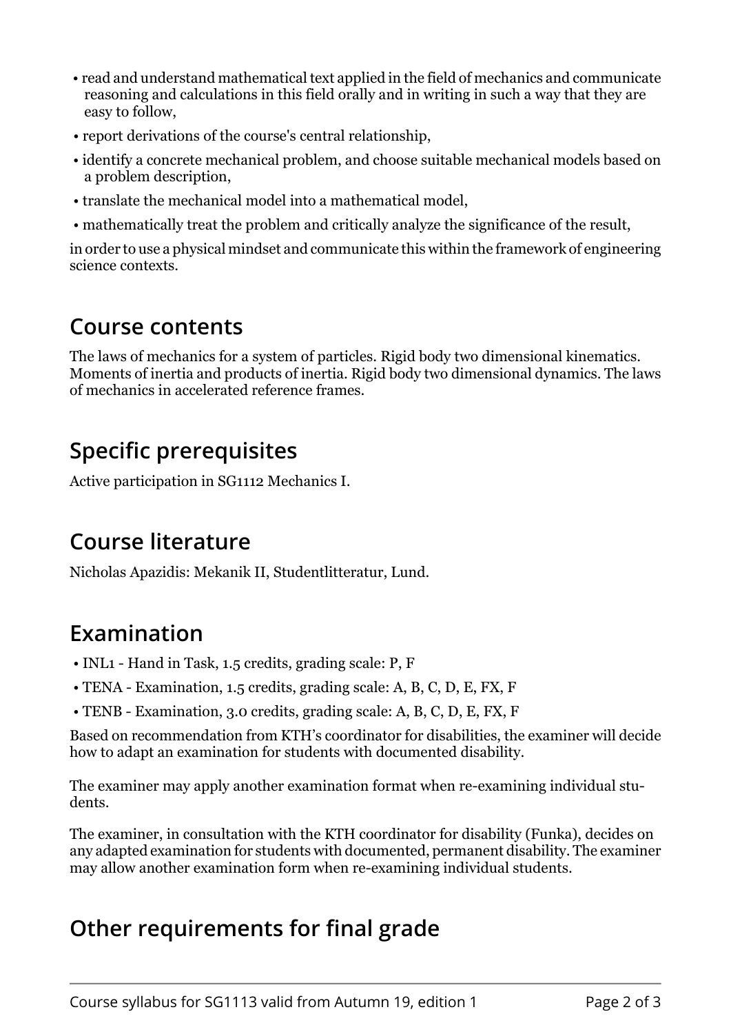- read and understand mathematical text applied in the field of mechanics and communicate reasoning and calculations in this field orally and in writing in such a way that they are easy to follow,
- report derivations of the course's central relationship,
- identify a concrete mechanical problem, and choose suitable mechanical models based on a problem description,
- translate the mechanical model into a mathematical model,
- mathematically treat the problem and critically analyze the significance of the result,

in order to use a physical mindset and communicate this within the framework of engineering science contexts.

## Course contents

The laws of mechanics for a system of particles. Rigid body two dimensional kinematics. Moments of inertia and products of inertia. Rigid body two dimensional dynamics. The laws of mechanics in accelerated reference frames.

## Specific prerequisites

Active participation in SG1112 Mechanics I.

## Course literature

Nicholas Apazidis: Mekanik II, Studentlitteratur, Lund.

## Examination

- INL1 - Hand in Task, 1.5 credits, grading scale: P, F
- TENA - Examination, 1.5 credits, grading scale: A, B, C, D, E, FX, F
- TENB - Examination, 3.0 credits, grading scale: A, B, C, D, E, FX, F

Based on recommendation from KTH's coordinator for disabilities, the examiner will decide how to adapt an examination for students with documented disability.

The examiner may apply another examination format when re-examining individual students.

The examiner, in consultation with the KTH coordinator for disability (Funka), decides on any adapted examination for students with documented, permanent disability. The examiner may allow another examination form when re-examining individual students.

## Other requirements for final grade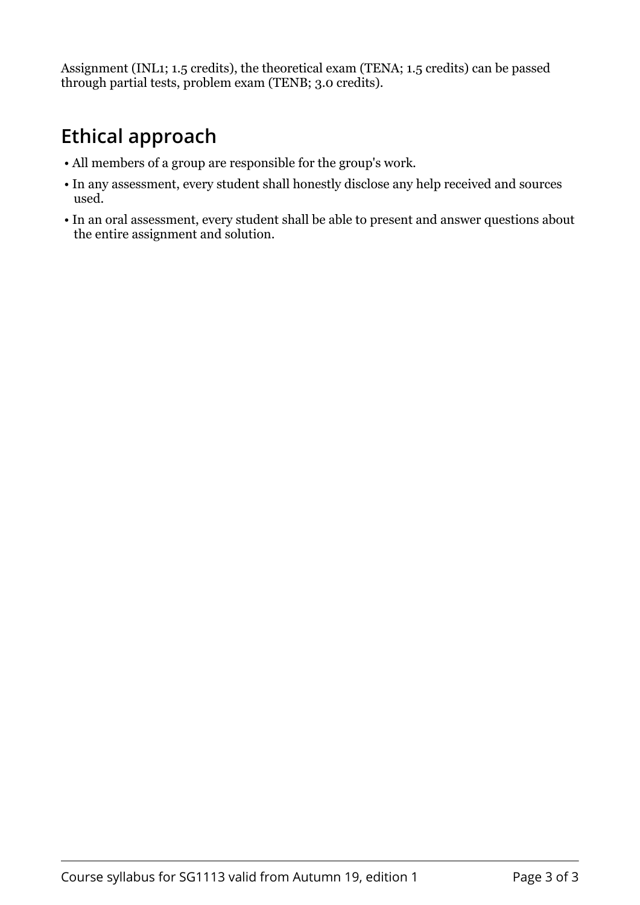Assignment (INL1; 1.5 credits), the theoretical exam (TENA; 1.5 credits) can be passed through partial tests, problem exam (TENB; 3.0 credits).

## Ethical approach

- All members of a group are responsible for the group's work.
- In any assessment, every student shall honestly disclose any help received and sources used.
- In an oral assessment, every student shall be able to present and answer questions about the entire assignment and solution.